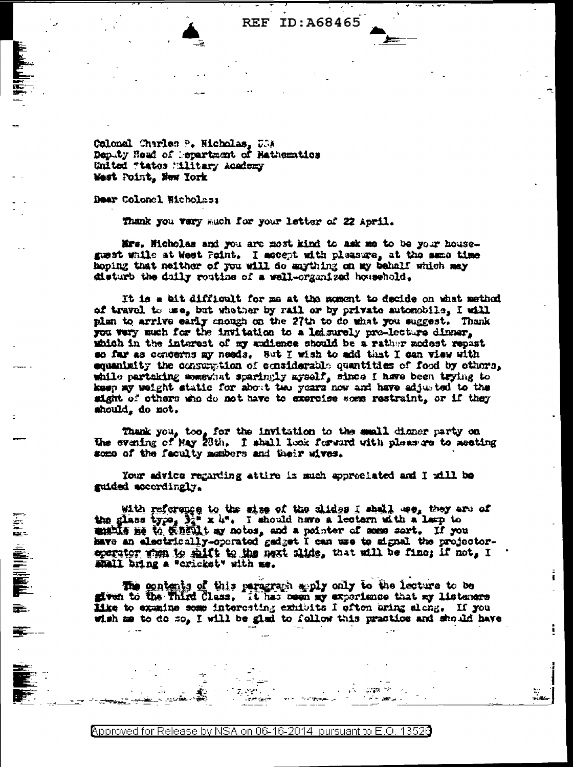Colonel Charles P. Nicholas, USA
Deputy Head of Department of Mathematics
United States Military Academy
West Point, New York

Dear Colonel Nicholas:

Thank you very much for your letter of 22 April.

Mrs. Nicholas and you are most kind to ask me to be your house-guest while at West Point. I accept with pleasure, at the same time hoping that neither of you will do anything on my behalf which may disturb the daily routine of a well-organized household.

It is a bit difficult for me at the moment to decide on what method of travel to use, but whether by rail or by private automobile, I will plan to arrive early enough on the 27th to do what you suggest. Thank you very much for the invitation to a leisurely pre-lecture dinner, which in the interest of my audience should be a rather modest repast so far as concerns my needs. But I wish to add that I can view with equanimity the consumption of considerable quantities of food by others, while partaking somewhat sparingly myself, since I have been trying to keep my weight static for about two years now and have adjusted to the sight of others who do not have to exercise some restraint, or if they should, do not.

Thank you, too, for the invitation to the small dinner party on the evening of May 28th. I shall look forward with pleasure to meeting some of the faculty members and their wives.

Your advice regarding attire is much appreciated and I will be guided accordingly.

With reference to the size of the slides I shall use, they are of the glass type, 3¼" x 4". I should have a lectern with a lamp to enable me to consult my notes, and a pointer of some sort. If you have an electrically-operated gadget I can use to signal the projector-operator when to shift to the next slide, that will be fine; if not, I shall bring a "cricket" with me.

The contents of this paragraph apply only to the lecture to be given to the Third Class. It has been my experience that my listeners like to examine some interesting exhibits I often bring along. If you wish me to do so, I will be glad to follow this practice and should have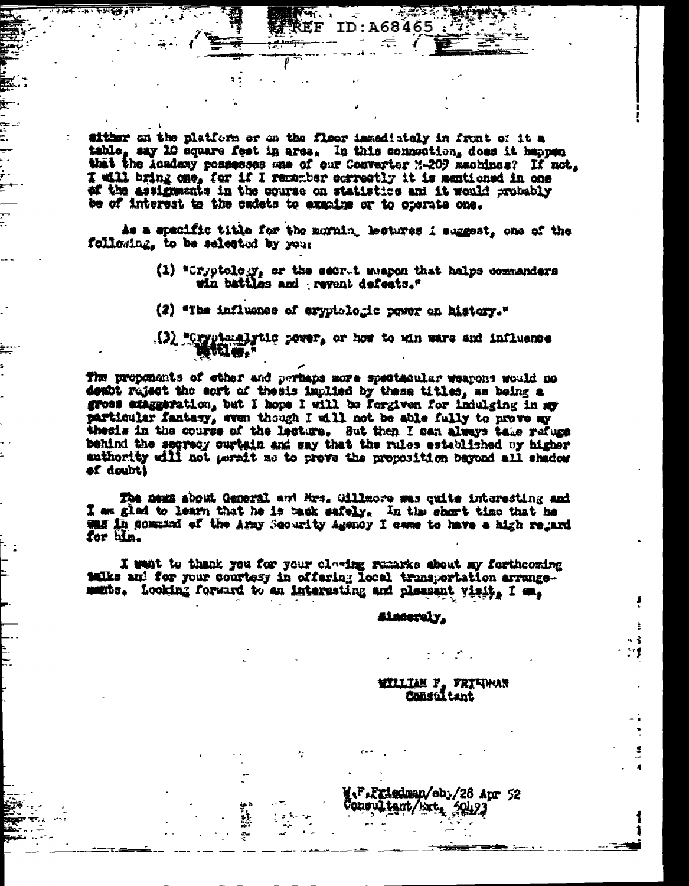REF ID:A68465

either on the platform or on the floor immediately in front of it a table, say 10 square feet in area. In this connection, does it happen that the Academy possesses one of our Converter M-209 machines? If not, I will bring one, for if I remember correctly it is mentioned in one of the assignments in the course on statistics and it would probably be of interest to the cadets to examine or to operate one.

As a specific title for the morning lectures I suggest, one of the following, to be selected by you:

(1) "Cryptology, or the secret weapon that helps commanders win battles and prevent defeats."

(2) "The influence of cryptologic power on history."

(3) "Cryptanalytic power, or how to win wars and influence battles."

The proponents of other and perhaps more spectacular weapons would no doubt reject the sort of thesis implied by these titles, as being a gross exaggeration, but I hope I will be forgiven for indulging in my particular fantasy, even though I will not be able fully to prove my thesis in the course of the lecture. But then I can always take refuge behind the secrecy curtain and say that the rules established by higher authority will not permit me to prove the proposition beyond all shadow of doubt!

The news about General and Mrs. Gillmore was quite interesting and I am glad to learn that he is back safely. In the short time that he was in command of the Army Security Agency I came to have a high regard for him.

I want to thank you for your closing remarks about my forthcoming talks and for your courtesy in offering local transportation arrangements. Looking forward to an interesting and pleasant visit, I am,

Sincerely,

WILLIAM F. FRIEDMAN
Consultant

W.F.Friedman/eby/28 Apr 52
Consultant/Ext. 60493